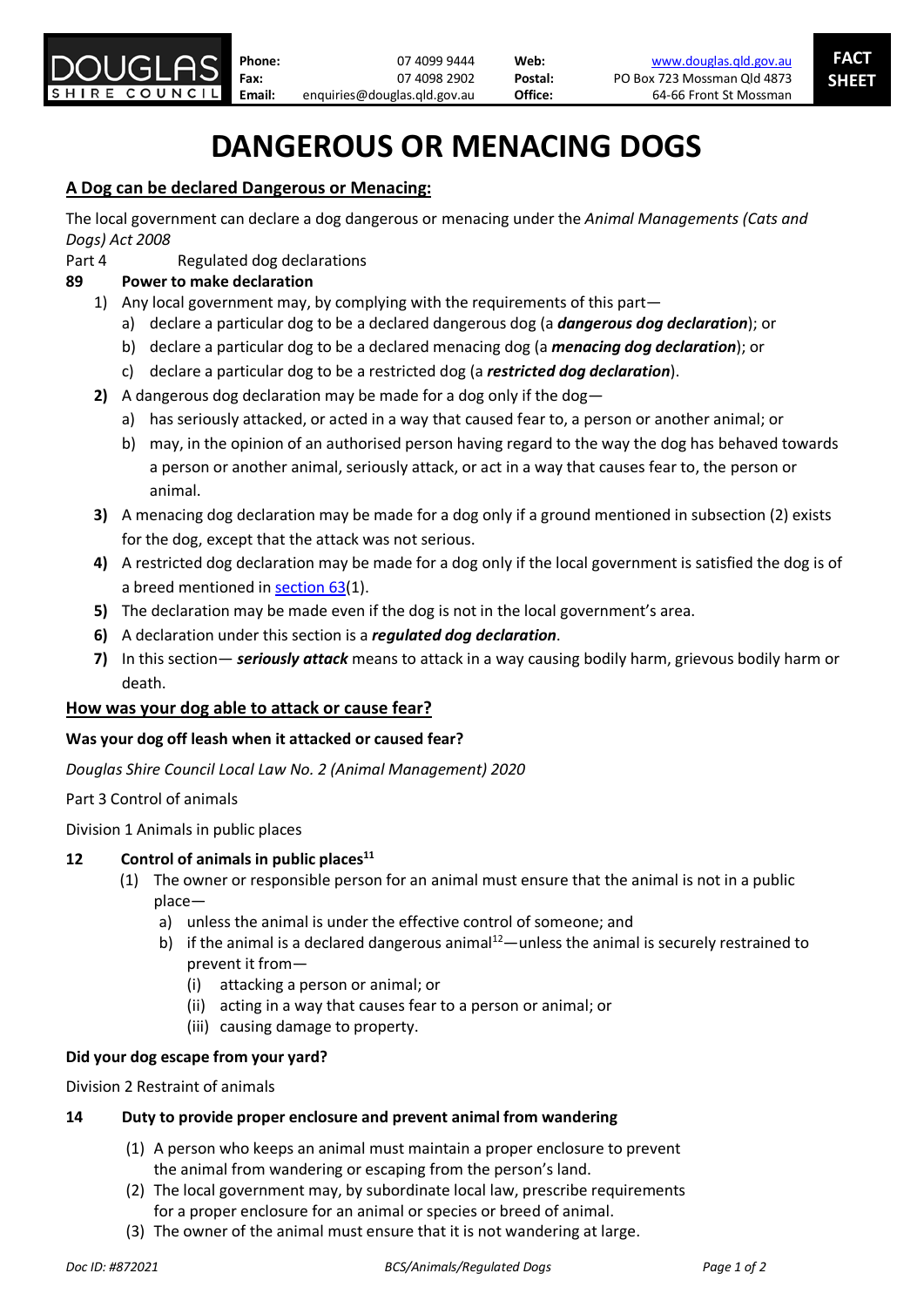DOUGLAS SHIRE COUNCIL

| | | | |
|---|---|---|---|
| **Phone:** | 07 4099 9444 | **Web:** | www.douglas.qld.gov.au |
| **Fax:** | 07 4098 2902 | **Postal:** | PO Box 723 Mossman Qld 4873 |
| **Email:** | enquiries@douglas.qld.gov.au | **Office:** | 64-66 Front St Mossman |

**FACT SHEET**

# DANGEROUS OR MENACING DOGS

## A Dog can be declared Dangerous or Menacing:

The local government can declare a dog dangerous or menacing under the *Animal Managements (Cats and Dogs) Act 2008*

Part 4 Regulated dog declarations

**89 Power to make declaration**

1) Any local government may, by complying with the requirements of this part—
   a) declare a particular dog to be a declared dangerous dog (a ***dangerous dog declaration***); or
   b) declare a particular dog to be a declared menacing dog (a ***menacing dog declaration***); or
   c) declare a particular dog to be a restricted dog (a ***restricted dog declaration***).
2) A dangerous dog declaration may be made for a dog only if the dog—
   a) has seriously attacked, or acted in a way that caused fear to, a person or another animal; or
   b) may, in the opinion of an authorised person having regard to the way the dog has behaved towards a person or another animal, seriously attack, or act in a way that causes fear to, the person or animal.
3) A menacing dog declaration may be made for a dog only if a ground mentioned in subsection (2) exists for the dog, except that the attack was not serious.
4) A restricted dog declaration may be made for a dog only if the local government is satisfied the dog is of a breed mentioned in section 63(1).
5) The declaration may be made even if the dog is not in the local government's area.
6) A declaration under this section is a ***regulated dog declaration***.
7) In this section— ***seriously attack*** means to attack in a way causing bodily harm, grievous bodily harm or death.

## How was your dog able to attack or cause fear?

**Was your dog off leash when it attacked or caused fear?**

*Douglas Shire Council Local Law No. 2 (Animal Management) 2020*

Part 3 Control of animals

Division 1 Animals in public places

**12 Control of animals in public places[11]**

(1) The owner or responsible person for an animal must ensure that the animal is not in a public place—
   a) unless the animal is under the effective control of someone; and
   b) if the animal is a declared dangerous animal[12]—unless the animal is securely restrained to prevent it from—
      (i) attacking a person or animal; or
      (ii) acting in a way that causes fear to a person or animal; or
      (iii) causing damage to property.

**Did your dog escape from your yard?**

Division 2 Restraint of animals

**14 Duty to provide proper enclosure and prevent animal from wandering**

(1) A person who keeps an animal must maintain a proper enclosure to prevent the animal from wandering or escaping from the person's land.
(2) The local government may, by subordinate local law, prescribe requirements for a proper enclosure for an animal or species or breed of animal.
(3) The owner of the animal must ensure that it is not wandering at large.

*Doc ID: #872021* *BCS/Animals/Regulated Dogs*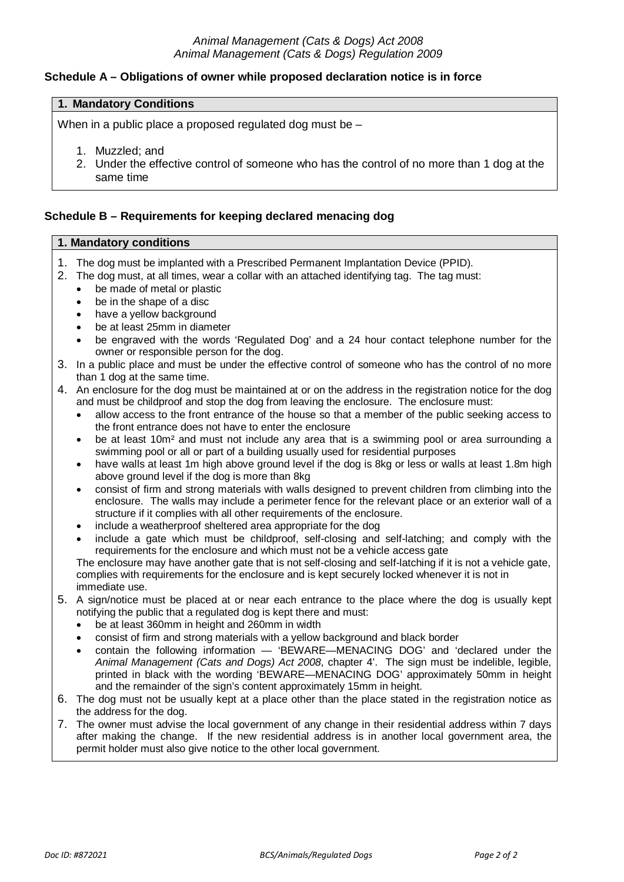*Animal Management (Cats & Dogs) Act 2008*
*Animal Management (Cats & Dogs) Regulation 2009*

## Schedule A – Obligations of owner while proposed declaration notice is in force

### 1. Mandatory Conditions

When in a public place a proposed regulated dog must be –

1. Muzzled; and
2. Under the effective control of someone who has the control of no more than 1 dog at the same time

## Schedule B – Requirements for keeping declared menacing dog

### 1. Mandatory conditions

1. The dog must be implanted with a Prescribed Permanent Implantation Device (PPID).
2. The dog must, at all times, wear a collar with an attached identifying tag. The tag must:
   - be made of metal or plastic
   - be in the shape of a disc
   - have a yellow background
   - be at least 25mm in diameter
   - be engraved with the words 'Regulated Dog' and a 24 hour contact telephone number for the owner or responsible person for the dog.
3. In a public place and must be under the effective control of someone who has the control of no more than 1 dog at the same time.
4. An enclosure for the dog must be maintained at or on the address in the registration notice for the dog and must be childproof and stop the dog from leaving the enclosure. The enclosure must:
   - allow access to the front entrance of the house so that a member of the public seeking access to the front entrance does not have to enter the enclosure
   - be at least $10m^2$ and must not include any area that is a swimming pool or area surrounding a swimming pool or all or part of a building usually used for residential purposes
   - have walls at least 1m high above ground level if the dog is 8kg or less or walls at least 1.8m high above ground level if the dog is more than 8kg
   - consist of firm and strong materials with walls designed to prevent children from climbing into the enclosure. The walls may include a perimeter fence for the relevant place or an exterior wall of a structure if it complies with all other requirements of the enclosure.
   - include a weatherproof sheltered area appropriate for the dog
   - include a gate which must be childproof, self-closing and self-latching; and comply with the requirements for the enclosure and which must not be a vehicle access gate

   The enclosure may have another gate that is not self-closing and self-latching if it is not a vehicle gate, complies with requirements for the enclosure and is kept securely locked whenever it is not in immediate use.
5. A sign/notice must be placed at or near each entrance to the place where the dog is usually kept notifying the public that a regulated dog is kept there and must:
   - be at least 360mm in height and 260mm in width
   - consist of firm and strong materials with a yellow background and black border
   - contain the following information — 'BEWARE—MENACING DOG' and 'declared under the *Animal Management (Cats and Dogs) Act 2008*, chapter 4'. The sign must be indelible, legible, printed in black with the wording 'BEWARE—MENACING DOG' approximately 50mm in height and the remainder of the sign's content approximately 15mm in height.
6. The dog must not be usually kept at a place other than the place stated in the registration notice as the address for the dog.
7. The owner must advise the local government of any change in their residential address within 7 days after making the change. If the new residential address is in another local government area, the permit holder must also give notice to the other local government.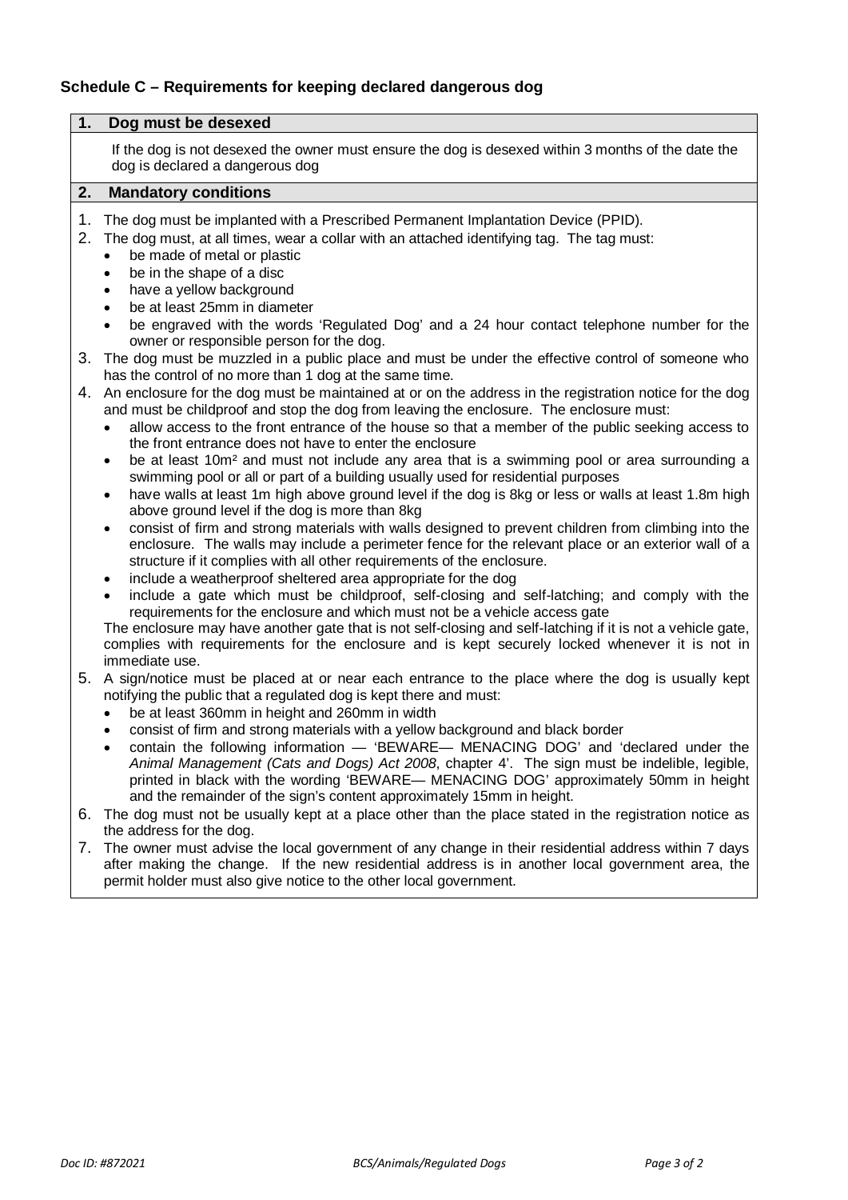## Schedule C – Requirements for keeping declared dangerous dog

### 1. Dog must be desexed

If the dog is not desexed the owner must ensure the dog is desexed within 3 months of the date the dog is declared a dangerous dog

### 2. Mandatory conditions

1. The dog must be implanted with a Prescribed Permanent Implantation Device (PPID).
2. The dog must, at all times, wear a collar with an attached identifying tag. The tag must:
   - be made of metal or plastic
   - be in the shape of a disc
   - have a yellow background
   - be at least 25mm in diameter
   - be engraved with the words 'Regulated Dog' and a 24 hour contact telephone number for the owner or responsible person for the dog.
3. The dog must be muzzled in a public place and must be under the effective control of someone who has the control of no more than 1 dog at the same time.
4. An enclosure for the dog must be maintained at or on the address in the registration notice for the dog and must be childproof and stop the dog from leaving the enclosure. The enclosure must:
   - allow access to the front entrance of the house so that a member of the public seeking access to the front entrance does not have to enter the enclosure
   - be at least 10m² and must not include any area that is a swimming pool or area surrounding a swimming pool or all or part of a building usually used for residential purposes
   - have walls at least 1m high above ground level if the dog is 8kg or less or walls at least 1.8m high above ground level if the dog is more than 8kg
   - consist of firm and strong materials with walls designed to prevent children from climbing into the enclosure. The walls may include a perimeter fence for the relevant place or an exterior wall of a structure if it complies with all other requirements of the enclosure.
   - include a weatherproof sheltered area appropriate for the dog
   - include a gate which must be childproof, self-closing and self-latching; and comply with the requirements for the enclosure and which must not be a vehicle access gate

   The enclosure may have another gate that is not self-closing and self-latching if it is not a vehicle gate, complies with requirements for the enclosure and is kept securely locked whenever it is not in immediate use.
5. A sign/notice must be placed at or near each entrance to the place where the dog is usually kept notifying the public that a regulated dog is kept there and must:
   - be at least 360mm in height and 260mm in width
   - consist of firm and strong materials with a yellow background and black border
   - contain the following information — 'BEWARE— MENACING DOG' and 'declared under the *Animal Management (Cats and Dogs) Act 2008*, chapter 4'. The sign must be indelible, legible, printed in black with the wording 'BEWARE— MENACING DOG' approximately 50mm in height and the remainder of the sign's content approximately 15mm in height.
6. The dog must not be usually kept at a place other than the place stated in the registration notice as the address for the dog.
7. The owner must advise the local government of any change in their residential address within 7 days after making the change. If the new residential address is in another local government area, the permit holder must also give notice to the other local government.